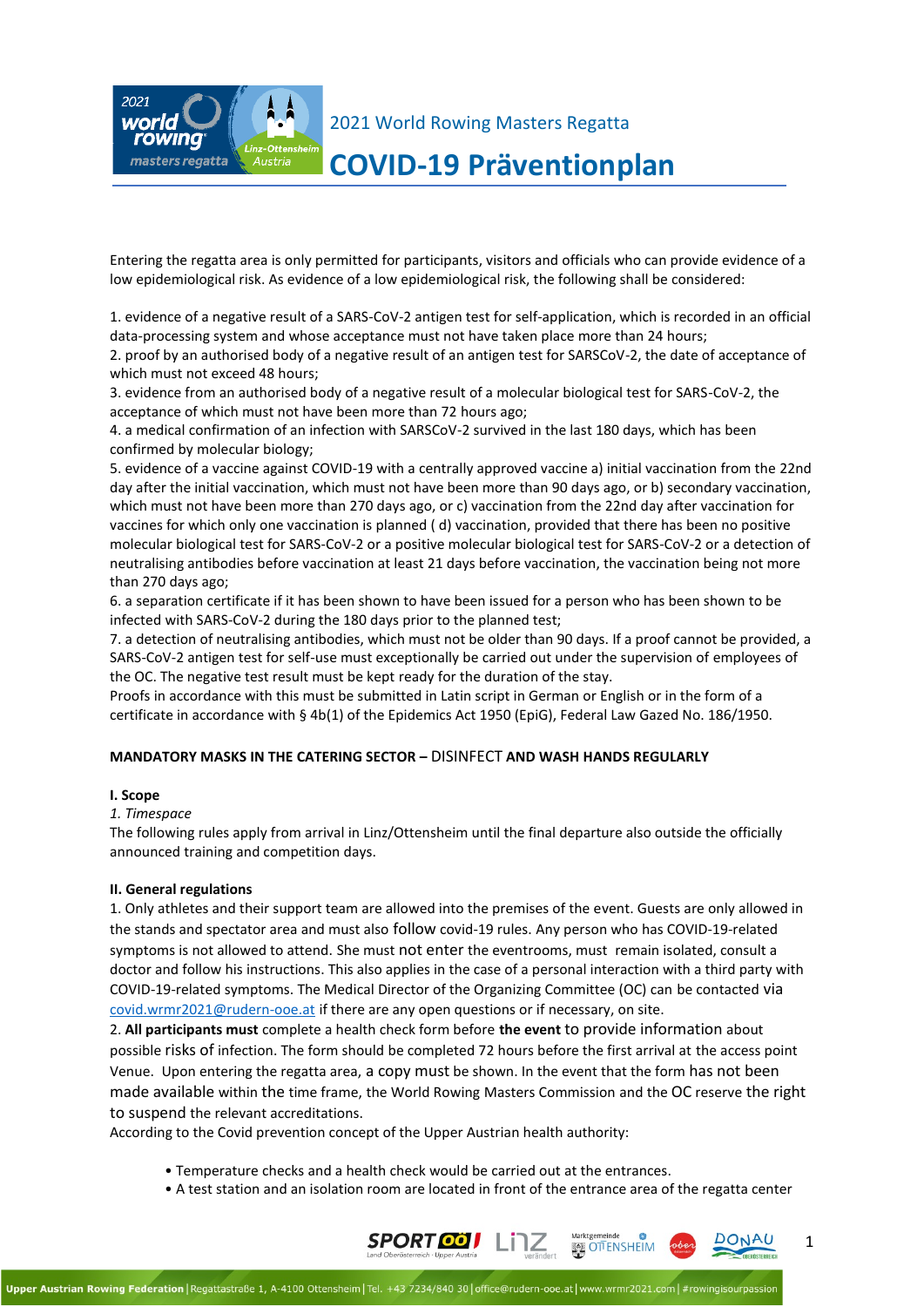2021 World Rowing Masters Regatta

# COVID-19 Präventionplan

Entering the regatta area is only permitted for participants, visitors and officials who can provide evidence of a low epidemiological risk. As evidence of a low epidemiological risk, the following shall be considered:

1. evidence of a negative result of a SARS-CoV-2 antigen test for self-application, which is recorded in an official data-processing system and whose acceptance must not have taken place more than 24 hours;
2. proof by an authorised body of a negative result of an antigen test for SARSCoV-2, the date of acceptance of which must not exceed 48 hours;
3. evidence from an authorised body of a negative result of a molecular biological test for SARS-CoV-2, the acceptance of which must not have been more than 72 hours ago;
4. a medical confirmation of an infection with SARSCoV-2 survived in the last 180 days, which has been confirmed by molecular biology;
5. evidence of a vaccine against COVID-19 with a centrally approved vaccine a) initial vaccination from the 22nd day after the initial vaccination, which must not have been more than 90 days ago, or b) secondary vaccination, which must not have been more than 270 days ago, or c) vaccination from the 22nd day after vaccination for vaccines for which only one vaccination is planned ( d) vaccination, provided that there has been no positive molecular biological test for SARS-CoV-2 or a positive molecular biological test for SARS-CoV-2 or a detection of neutralising antibodies before vaccination at least 21 days before vaccination, the vaccination being not more than 270 days ago;
6. a separation certificate if it has been shown to have been issued for a person who has been shown to be infected with SARS-CoV-2 during the 180 days prior to the planned test;
7. a detection of neutralising antibodies, which must not be older than 90 days. If a proof cannot be provided, a SARS-CoV-2 antigen test for self-use must exceptionally be carried out under the supervision of employees of the OC. The negative test result must be kept ready for the duration of the stay.

Proofs in accordance with this must be submitted in Latin script in German or English or in the form of a certificate in accordance with § 4b(1) of the Epidemics Act 1950 (EpiG), Federal Law Gazed No. 186/1950.

**MANDATORY MASKS IN THE CATERING SECTOR –** DISINFECT **AND WASH HANDS REGULARLY**

**I. Scope**

*1. Timespace*

The following rules apply from arrival in Linz/Ottensheim until the final departure also outside the officially announced training and competition days.

**II. General regulations**

1. Only athletes and their support team are allowed into the premises of the event. Guests are only allowed in the stands and spectator area and must also follow covid-19 rules. Any person who has COVID-19-related symptoms is not allowed to attend. She must not enter the eventrooms, must remain isolated, consult a doctor and follow his instructions. This also applies in the case of a personal interaction with a third party with COVID-19-related symptoms. The Medical Director of the Organizing Committee (OC) can be contacted via covid.wrmr2021@rudern-ooe.at if there are any open questions or if necessary, on site.

2. **All participants must** complete a health check form before **the event** to provide information about possible risks of infection. The form should be completed 72 hours before the first arrival at the access point Venue. Upon entering the regatta area, a copy must be shown. In the event that the form has not been made available within the time frame, the World Rowing Masters Commission and the OC reserve the right to suspend the relevant accreditations.

According to the Covid prevention concept of the Upper Austrian health authority:

- Temperature checks and a health check would be carried out at the entrances.
- A test station and an isolation room are located in front of the entrance area of the regatta center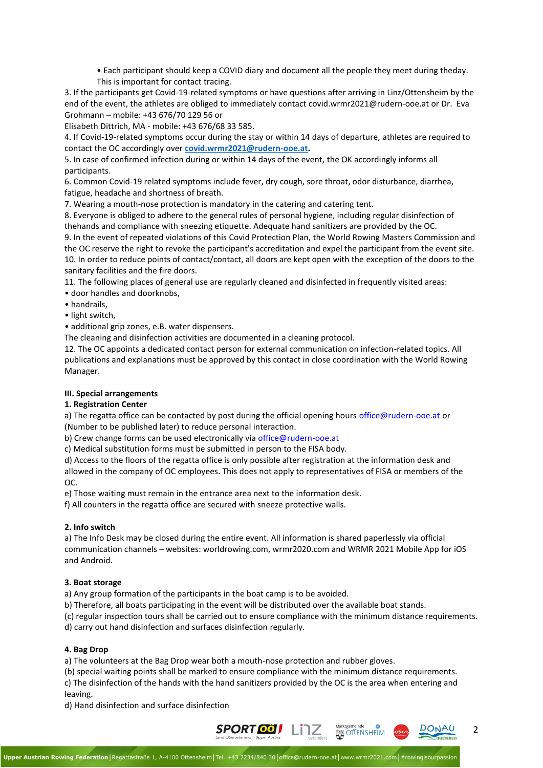• Each participant should keep a COVID diary and document all the people they meet during theday. This is important for contact tracing.

3. If the participants get Covid-19-related symptoms or have questions after arriving in Linz/Ottensheim by the end of the event, the athletes are obliged to immediately contact covid.wrmr2021@rudern-ooe.at or Dr. Eva Grohmann – mobile: +43 676/70 129 56 or
Elisabeth Dittrich, MA - mobile: +43 676/68 33 585.
4. If Covid-19-related symptoms occur during the stay or within 14 days of departure, athletes are required to contact the OC accordingly over **covid.wrmr2021@rudern-ooe.at.**
5. In case of confirmed infection during or within 14 days of the event, the OK accordingly informs all participants.
6. Common Covid-19 related symptoms include fever, dry cough, sore throat, odor disturbance, diarrhea, fatigue, headache and shortness of breath.
7. Wearing a mouth-nose protection is mandatory in the catering and catering tent.
8. Everyone is obliged to adhere to the general rules of personal hygiene, including regular disinfection of thehands and compliance with sneezing etiquette. Adequate hand sanitizers are provided by the OC.
9. In the event of repeated violations of this Covid Protection Plan, the World Rowing Masters Commission and the OC reserve the right to revoke the participant's accreditation and expel the participant from the event site.
10. In order to reduce points of contact/contact, all doors are kept open with the exception of the doors to the sanitary facilities and the fire doors.
11. The following places of general use are regularly cleaned and disinfected in frequently visited areas:
• door handles and doorknobs,
• handrails,
• light switch,
• additional grip zones, e.B. water dispensers.
The cleaning and disinfection activities are documented in a cleaning protocol.
12. The OC appoints a dedicated contact person for external communication on infection-related topics. All publications and explanations must be approved by this contact in close coordination with the World Rowing Manager.

**III. Special arrangements**

**1. Registration Center**

a) The regatta office can be contacted by post during the official opening hours office@rudern-ooe.at or (Number to be published later) to reduce personal interaction.
b) Crew change forms can be used electronically via office@rudern-ooe.at
c) Medical substitution forms must be submitted in person to the FISA body.
d) Access to the floors of the regatta office is only possible after registration at the information desk and allowed in the company of OC employees. This does not apply to representatives of FISA or members of the OC.
e) Those waiting must remain in the entrance area next to the information desk.
f) All counters in the regatta office are secured with sneeze protective walls.

**2. Info switch**

a) The Info Desk may be closed during the entire event. All information is shared paperlessly via official communication channels – websites: worldrowing.com, wrmr2020.com and WRMR 2021 Mobile App for iOS and Android.

**3. Boat storage**

a) Any group formation of the participants in the boat camp is to be avoided.
b) Therefore, all boats participating in the event will be distributed over the available boat stands.
(c) regular inspection tours shall be carried out to ensure compliance with the minimum distance requirements.
d) carry out hand disinfection and surfaces disinfection regularly.

**4. Bag Drop**

a) The volunteers at the Bag Drop wear both a mouth-nose protection and rubber gloves.
(b) special waiting points shall be marked to ensure compliance with the minimum distance requirements.
c) The disinfection of the hands with the hand sanitizers provided by the OC is the area when entering and leaving.
d) Hand disinfection and surface disinfection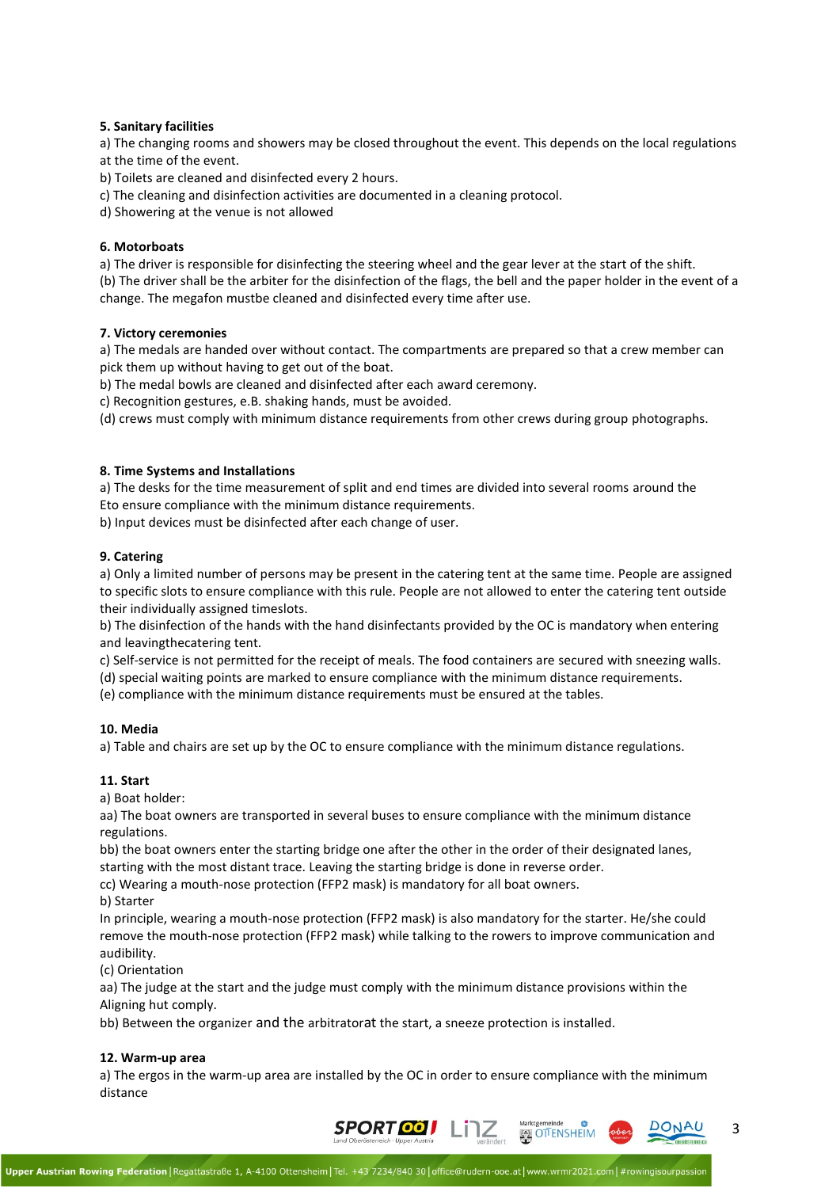**5. Sanitary facilities**

a) The changing rooms and showers may be closed throughout the event. This depends on the local regulations at the time of the event.
b) Toilets are cleaned and disinfected every 2 hours.
c) The cleaning and disinfection activities are documented in a cleaning protocol.
d) Showering at the venue is not allowed

**6. Motorboats**

a) The driver is responsible for disinfecting the steering wheel and the gear lever at the start of the shift.
(b) The driver shall be the arbiter for the disinfection of the flags, the bell and the paper holder in the event of a change. The megafon mustbe cleaned and disinfected every time after use.

**7. Victory ceremonies**

a) The medals are handed over without contact. The compartments are prepared so that a crew member can pick them up without having to get out of the boat.
b) The medal bowls are cleaned and disinfected after each award ceremony.
c) Recognition gestures, e.B. shaking hands, must be avoided.
(d) crews must comply with minimum distance requirements from other crews during group photographs.

**8. Time Systems and Installations**

a) The desks for the time measurement of split and end times are divided into several rooms around the Eto ensure compliance with the minimum distance requirements.
b) Input devices must be disinfected after each change of user.

**9. Catering**

a) Only a limited number of persons may be present in the catering tent at the same time. People are assigned to specific slots to ensure compliance with this rule. People are not allowed to enter the catering tent outside their individually assigned timeslots.
b) The disinfection of the hands with the hand disinfectants provided by the OC is mandatory when entering and leavingthecatering tent.
c) Self-service is not permitted for the receipt of meals. The food containers are secured with sneezing walls.
(d) special waiting points are marked to ensure compliance with the minimum distance requirements.
(e) compliance with the minimum distance requirements must be ensured at the tables.

**10. Media**

a) Table and chairs are set up by the OC to ensure compliance with the minimum distance regulations.

**11. Start**

a) Boat holder:
aa) The boat owners are transported in several buses to ensure compliance with the minimum distance regulations.
bb) the boat owners enter the starting bridge one after the other in the order of their designated lanes, starting with the most distant trace. Leaving the starting bridge is done in reverse order.
cc) Wearing a mouth-nose protection (FFP2 mask) is mandatory for all boat owners.
b) Starter
In principle, wearing a mouth-nose protection (FFP2 mask) is also mandatory for the starter. He/she could remove the mouth-nose protection (FFP2 mask) while talking to the rowers to improve communication and audibility.
(c) Orientation
aa) The judge at the start and the judge must comply with the minimum distance provisions within the Aligning hut comply.
bb) Between the organizer and the arbitratorat the start, a sneeze protection is installed.

**12. Warm-up area**

a) The ergos in the warm-up area are installed by the OC in order to ensure compliance with the minimum distance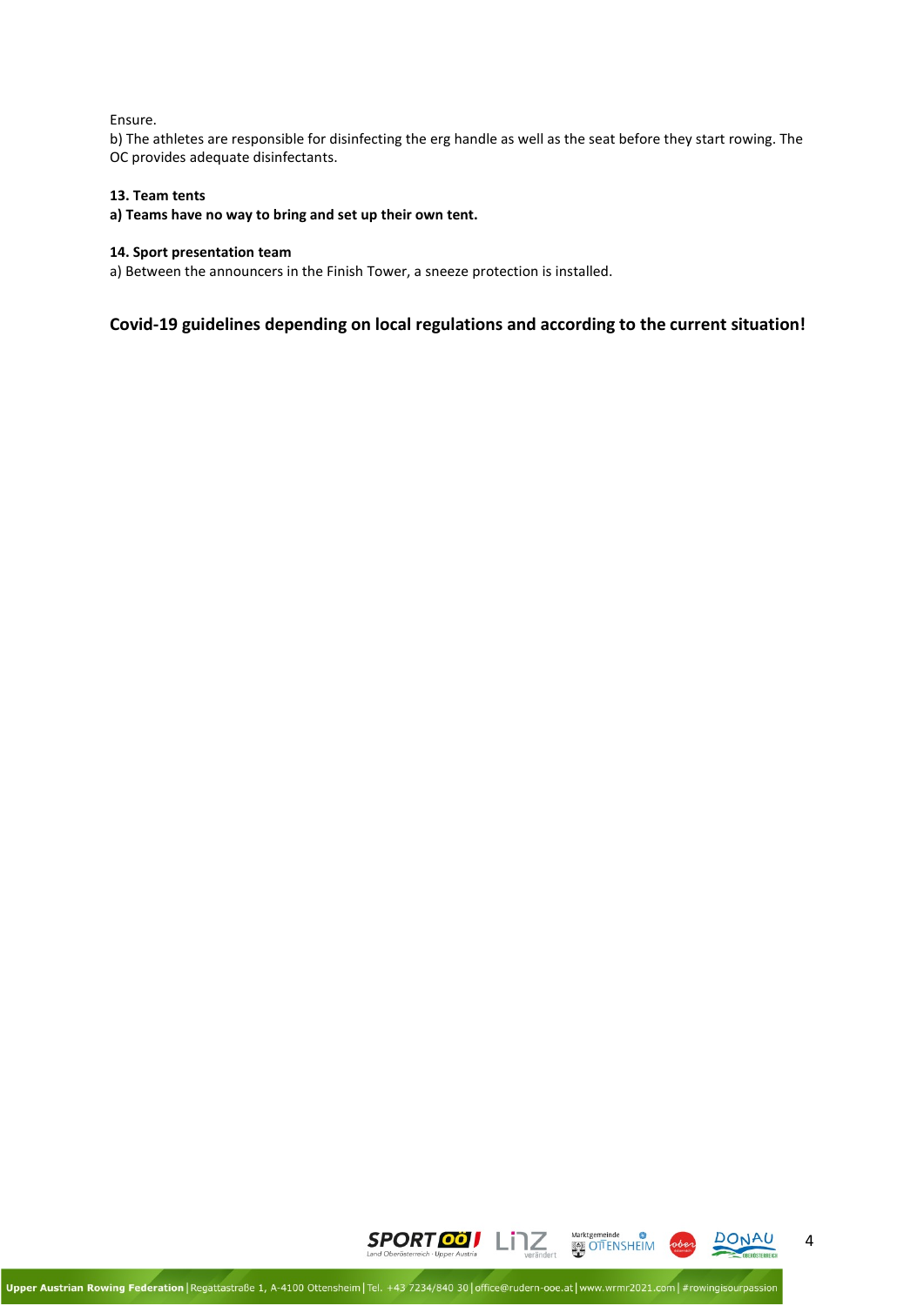Ensure.

b) The athletes are responsible for disinfecting the erg handle as well as the seat before they start rowing. The OC provides adequate disinfectants.

**13. Team tents**

**a) Teams have no way to bring and set up their own tent.**

**14. Sport presentation team**

a) Between the announcers in the Finish Tower, a sneeze protection is installed.

**Covid-19 guidelines depending on local regulations and according to the current situation!**